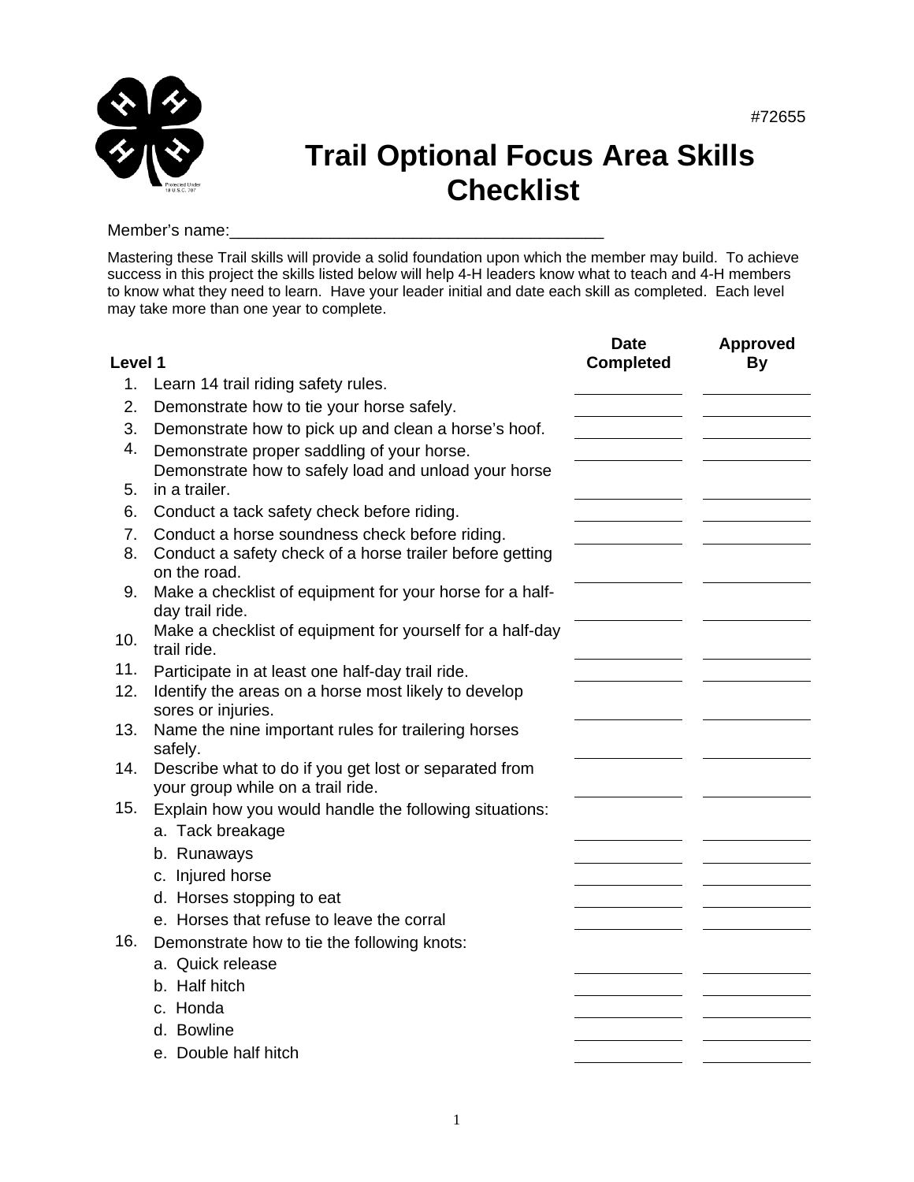#72655

# Trail Optional Focus Area Skills Checklist

Member's name:________________________________________

Mastering these Trail skills will provide a solid foundation upon which the member may build. To achieve success in this project the skills listed below will help 4-H leaders know what to teach and 4-H members to know what they need to learn. Have your leader initial and date each skill as completed. Each level may take more than one year to complete.

| Level 1 | Date Completed | Approved By |
| --- | --- | --- |
| 1. Learn 14 trail riding safety rules. | | |
| 2. Demonstrate how to tie your horse safely. | | |
| 3. Demonstrate how to pick up and clean a horse's hoof. | | |
| 4. Demonstrate proper saddling of your horse. | | |
| 5. Demonstrate how to safely load and unload your horse in a trailer. | | |
| 6. Conduct a tack safety check before riding. | | |
| 7. Conduct a horse soundness check before riding. | | |
| 8. Conduct a safety check of a horse trailer before getting on the road. | | |
| 9. Make a checklist of equipment for your horse for a half-day trail ride. | | |
| 10. Make a checklist of equipment for yourself for a half-day trail ride. | | |
| 11. Participate in at least one half-day trail ride. | | |
| 12. Identify the areas on a horse most likely to develop sores or injuries. | | |
| 13. Name the nine important rules for trailering horses safely. | | |
| 14. Describe what to do if you get lost or separated from your group while on a trail ride. | | |
| 15. Explain how you would handle the following situations: | | |
| a. Tack breakage | | |
| b. Runaways | | |
| c. Injured horse | | |
| d. Horses stopping to eat | | |
| e. Horses that refuse to leave the corral | | |
| 16. Demonstrate how to tie the following knots: | | |
| a. Quick release | | |
| b. Half hitch | | |
| c. Honda | | |
| d. Bowline | | |
| e. Double half hitch | | |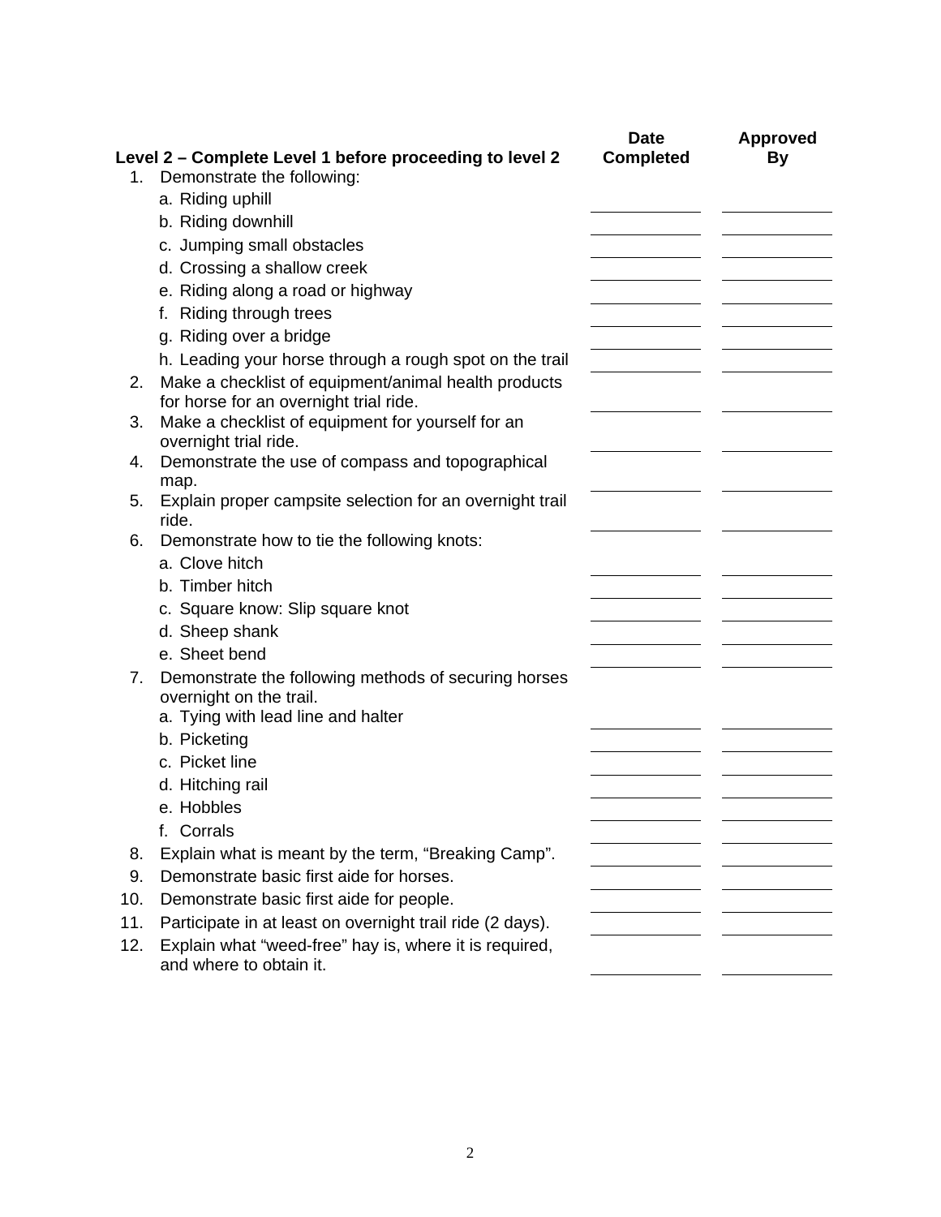| Level 2 – Complete Level 1 before proceeding to level 2 | Date Completed | Approved By |
|---|---|---|
| 1. Demonstrate the following: | | |
| a. Riding uphill | | |
| b. Riding downhill | | |
| c. Jumping small obstacles | | |
| d. Crossing a shallow creek | | |
| e. Riding along a road or highway | | |
| f. Riding through trees | | |
| g. Riding over a bridge | | |
| h. Leading your horse through a rough spot on the trail | | |
| 2. Make a checklist of equipment/animal health products for horse for an overnight trial ride. | | |
| 3. Make a checklist of equipment for yourself for an overnight trial ride. | | |
| 4. Demonstrate the use of compass and topographical map. | | |
| 5. Explain proper campsite selection for an overnight trail ride. | | |
| 6. Demonstrate how to tie the following knots: | | |
| a. Clove hitch | | |
| b. Timber hitch | | |
| c. Square know: Slip square knot | | |
| d. Sheep shank | | |
| e. Sheet bend | | |
| 7. Demonstrate the following methods of securing horses overnight on the trail. | | |
| a. Tying with lead line and halter | | |
| b. Picketing | | |
| c. Picket line | | |
| d. Hitching rail | | |
| e. Hobbles | | |
| f. Corrals | | |
| 8. Explain what is meant by the term, "Breaking Camp". | | |
| 9. Demonstrate basic first aide for horses. | | |
| 10. Demonstrate basic first aide for people. | | |
| 11. Participate in at least on overnight trail ride (2 days). | | |
| 12. Explain what "weed-free" hay is, where it is required, and where to obtain it. | | |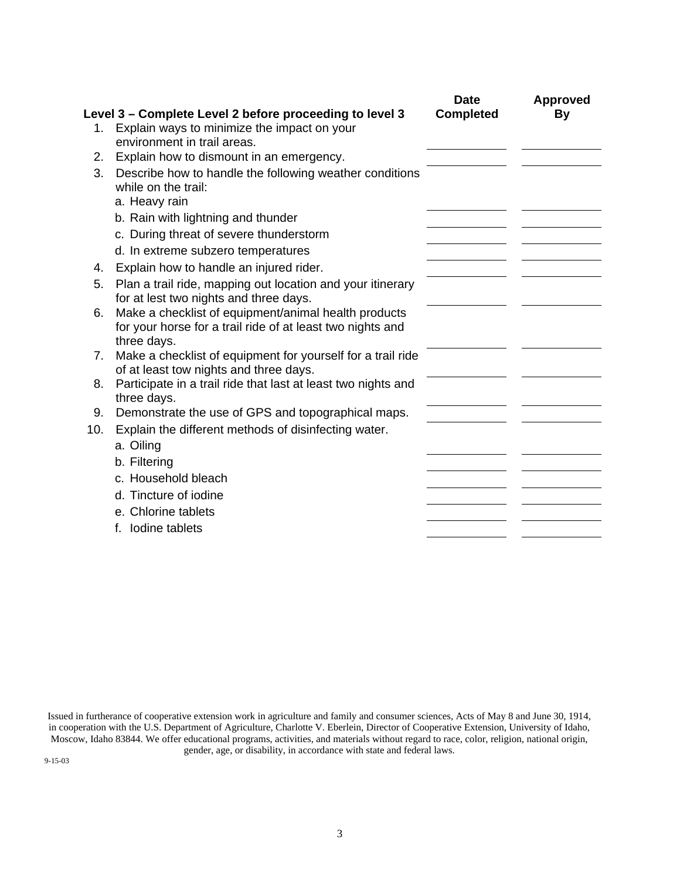| Level 3 – Complete Level 2 before proceeding to level 3 | Date Completed | Approved By |
|---|---|---|
| 1. Explain ways to minimize the impact on your environment in trail areas. | | |
| 2. Explain how to dismount in an emergency. | | |
| 3. Describe how to handle the following weather conditions while on the trail: | | |
| a. Heavy rain | | |
| b. Rain with lightning and thunder | | |
| c. During threat of severe thunderstorm | | |
| d. In extreme subzero temperatures | | |
| 4. Explain how to handle an injured rider. | | |
| 5. Plan a trail ride, mapping out location and your itinerary for at lest two nights and three days. | | |
| 6. Make a checklist of equipment/animal health products for your horse for a trail ride of at least two nights and three days. | | |
| 7. Make a checklist of equipment for yourself for a trail ride of at least tow nights and three days. | | |
| 8. Participate in a trail ride that last at least two nights and three days. | | |
| 9. Demonstrate the use of GPS and topographical maps. | | |
| 10. Explain the different methods of disinfecting water. | | |
| a. Oiling | | |
| b. Filtering | | |
| c. Household bleach | | |
| d. Tincture of iodine | | |
| e. Chlorine tablets | | |
| f. Iodine tablets | | |

Issued in furtherance of cooperative extension work in agriculture and family and consumer sciences, Acts of May 8 and June 30, 1914, in cooperation with the U.S. Department of Agriculture, Charlotte V. Eberlein, Director of Cooperative Extension, University of Idaho, Moscow, Idaho 83844. We offer educational programs, activities, and materials without regard to race, color, religion, national origin, gender, age, or disability, in accordance with state and federal laws.

9-15-03